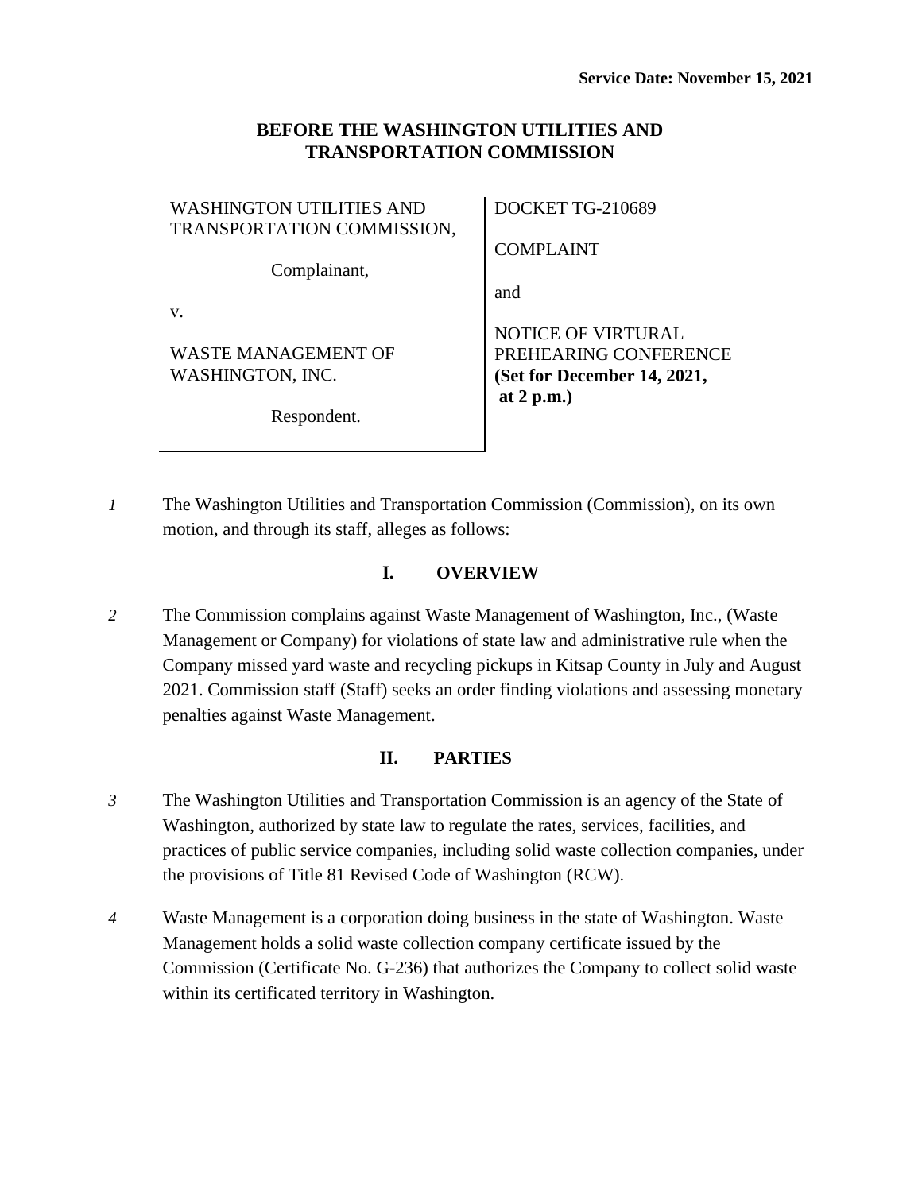**Service Date: November 15, 2021**

**BEFORE THE WASHINGTON UTILITIES AND TRANSPORTATION COMMISSION**

| | |
|---|---|
| WASHINGTON UTILITIES AND TRANSPORTATION COMMISSION,<br><br>Complainant,<br><br>v.<br><br>WASTE MANAGEMENT OF WASHINGTON, INC.<br><br>Respondent. | DOCKET TG-210689<br><br>COMPLAINT<br><br>and<br><br>NOTICE OF VIRTUAL PREHEARING CONFERENCE **(Set for December 14, 2021, at 2 p.m.)** |

*1* The Washington Utilities and Transportation Commission (Commission), on its own motion, and through its staff, alleges as follows:

## I. OVERVIEW

*2* The Commission complains against Waste Management of Washington, Inc., (Waste Management or Company) for violations of state law and administrative rule when the Company missed yard waste and recycling pickups in Kitsap County in July and August 2021. Commission staff (Staff) seeks an order finding violations and assessing monetary penalties against Waste Management.

## II. PARTIES

*3* The Washington Utilities and Transportation Commission is an agency of the State of Washington, authorized by state law to regulate the rates, services, facilities, and practices of public service companies, including solid waste collection companies, under the provisions of Title 81 Revised Code of Washington (RCW).

*4* Waste Management is a corporation doing business in the state of Washington. Waste Management holds a solid waste collection company certificate issued by the Commission (Certificate No. G-236) that authorizes the Company to collect solid waste within its certificated territory in Washington.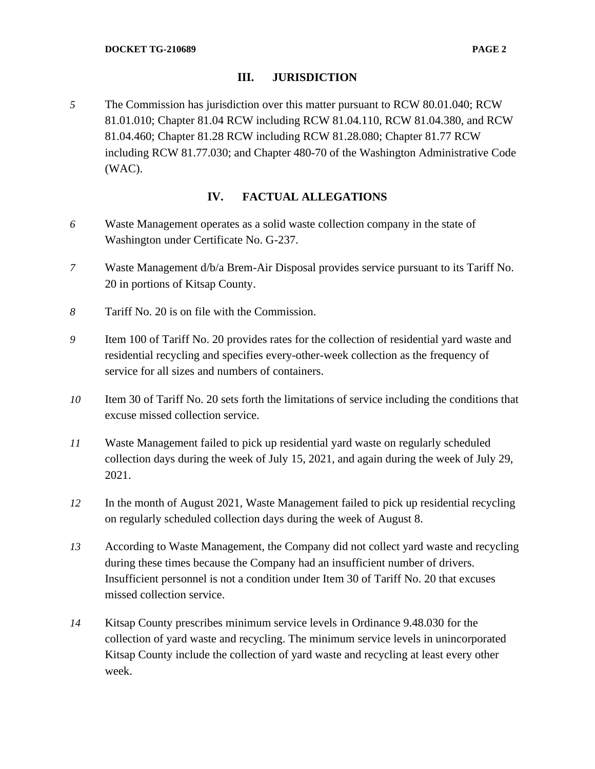## III. JURISDICTION

5 The Commission has jurisdiction over this matter pursuant to RCW 80.01.040; RCW 81.01.010; Chapter 81.04 RCW including RCW 81.04.110, RCW 81.04.380, and RCW 81.04.460; Chapter 81.28 RCW including RCW 81.28.080; Chapter 81.77 RCW including RCW 81.77.030; and Chapter 480-70 of the Washington Administrative Code (WAC).

## IV. FACTUAL ALLEGATIONS

6 Waste Management operates as a solid waste collection company in the state of Washington under Certificate No. G-237.

7 Waste Management d/b/a Brem-Air Disposal provides service pursuant to its Tariff No. 20 in portions of Kitsap County.

8 Tariff No. 20 is on file with the Commission.

9 Item 100 of Tariff No. 20 provides rates for the collection of residential yard waste and residential recycling and specifies every-other-week collection as the frequency of service for all sizes and numbers of containers.

10 Item 30 of Tariff No. 20 sets forth the limitations of service including the conditions that excuse missed collection service.

11 Waste Management failed to pick up residential yard waste on regularly scheduled collection days during the week of July 15, 2021, and again during the week of July 29, 2021.

12 In the month of August 2021, Waste Management failed to pick up residential recycling on regularly scheduled collection days during the week of August 8.

13 According to Waste Management, the Company did not collect yard waste and recycling during these times because the Company had an insufficient number of drivers. Insufficient personnel is not a condition under Item 30 of Tariff No. 20 that excuses missed collection service.

14 Kitsap County prescribes minimum service levels in Ordinance 9.48.030 for the collection of yard waste and recycling. The minimum service levels in unincorporated Kitsap County include the collection of yard waste and recycling at least every other week.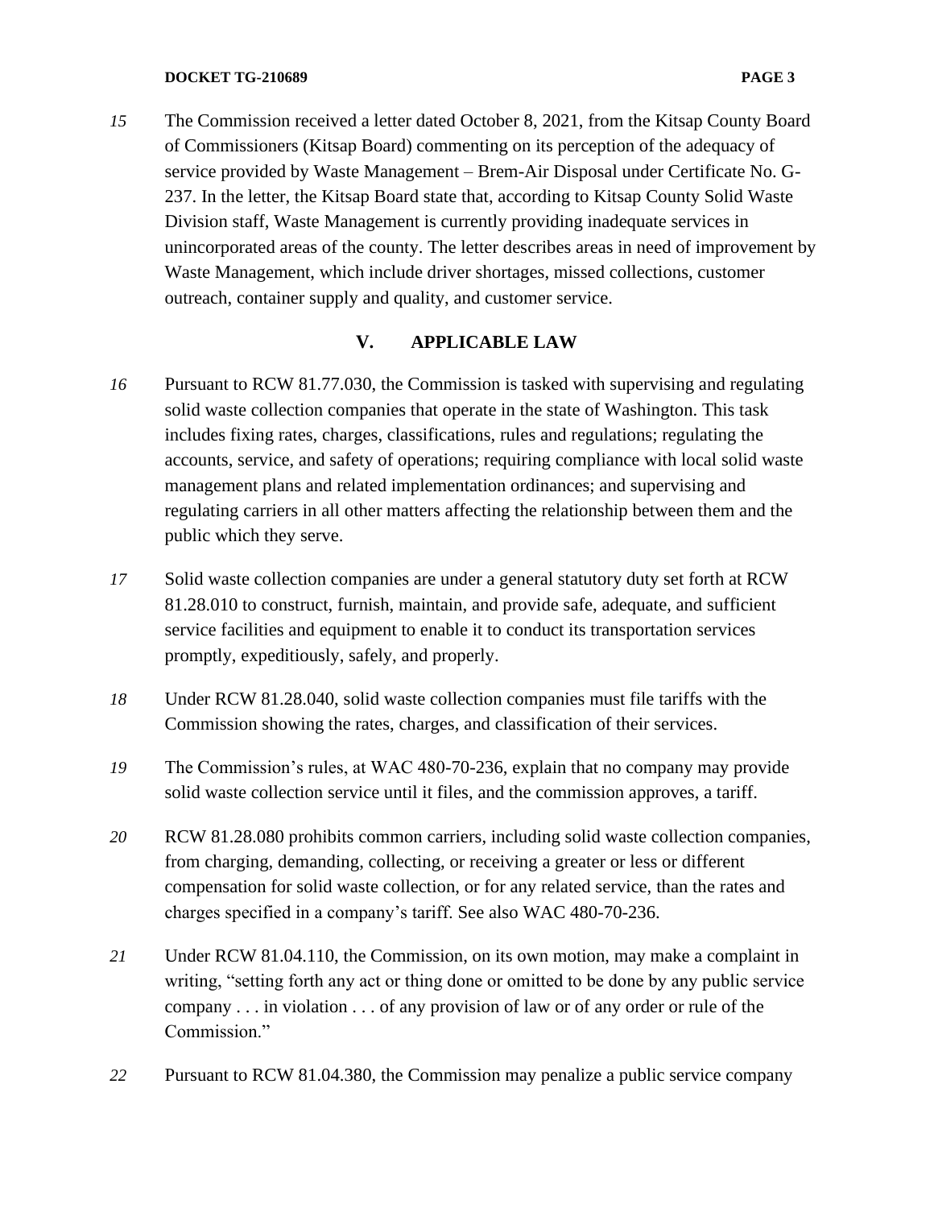*15* The Commission received a letter dated October 8, 2021, from the Kitsap County Board of Commissioners (Kitsap Board) commenting on its perception of the adequacy of service provided by Waste Management – Brem-Air Disposal under Certificate No. G-237. In the letter, the Kitsap Board state that, according to Kitsap County Solid Waste Division staff, Waste Management is currently providing inadequate services in unincorporated areas of the county. The letter describes areas in need of improvement by Waste Management, which include driver shortages, missed collections, customer outreach, container supply and quality, and customer service.

## V. APPLICABLE LAW

*16* Pursuant to RCW 81.77.030, the Commission is tasked with supervising and regulating solid waste collection companies that operate in the state of Washington. This task includes fixing rates, charges, classifications, rules and regulations; regulating the accounts, service, and safety of operations; requiring compliance with local solid waste management plans and related implementation ordinances; and supervising and regulating carriers in all other matters affecting the relationship between them and the public which they serve.

*17* Solid waste collection companies are under a general statutory duty set forth at RCW 81.28.010 to construct, furnish, maintain, and provide safe, adequate, and sufficient service facilities and equipment to enable it to conduct its transportation services promptly, expeditiously, safely, and properly.

*18* Under RCW 81.28.040, solid waste collection companies must file tariffs with the Commission showing the rates, charges, and classification of their services.

*19* The Commission's rules, at WAC 480-70-236, explain that no company may provide solid waste collection service until it files, and the commission approves, a tariff.

*20* RCW 81.28.080 prohibits common carriers, including solid waste collection companies, from charging, demanding, collecting, or receiving a greater or less or different compensation for solid waste collection, or for any related service, than the rates and charges specified in a company's tariff. See also WAC 480-70-236.

*21* Under RCW 81.04.110, the Commission, on its own motion, may make a complaint in writing, "setting forth any act or thing done or omitted to be done by any public service company . . . in violation . . . of any provision of law or of any order or rule of the Commission."

*22* Pursuant to RCW 81.04.380, the Commission may penalize a public service company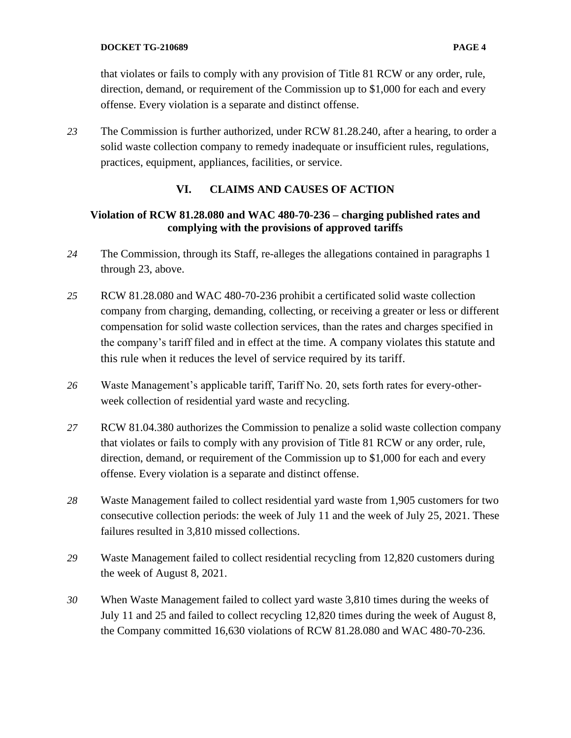that violates or fails to comply with any provision of Title 81 RCW or any order, rule, direction, demand, or requirement of the Commission up to $1,000 for each and every offense. Every violation is a separate and distinct offense.

*23* The Commission is further authorized, under RCW 81.28.240, after a hearing, to order a solid waste collection company to remedy inadequate or insufficient rules, regulations, practices, equipment, appliances, facilities, or service.

## VI. CLAIMS AND CAUSES OF ACTION

### Violation of RCW 81.28.080 and WAC 480-70-236 – charging published rates and complying with the provisions of approved tariffs

*24* The Commission, through its Staff, re-alleges the allegations contained in paragraphs 1 through 23, above.

*25* RCW 81.28.080 and WAC 480-70-236 prohibit a certificated solid waste collection company from charging, demanding, collecting, or receiving a greater or less or different compensation for solid waste collection services, than the rates and charges specified in the company's tariff filed and in effect at the time. A company violates this statute and this rule when it reduces the level of service required by its tariff.

*26* Waste Management's applicable tariff, Tariff No. 20, sets forth rates for every-other-week collection of residential yard waste and recycling.

*27* RCW 81.04.380 authorizes the Commission to penalize a solid waste collection company that violates or fails to comply with any provision of Title 81 RCW or any order, rule, direction, demand, or requirement of the Commission up to $1,000 for each and every offense. Every violation is a separate and distinct offense.

*28* Waste Management failed to collect residential yard waste from 1,905 customers for two consecutive collection periods: the week of July 11 and the week of July 25, 2021. These failures resulted in 3,810 missed collections.

*29* Waste Management failed to collect residential recycling from 12,820 customers during the week of August 8, 2021.

*30* When Waste Management failed to collect yard waste 3,810 times during the weeks of July 11 and 25 and failed to collect recycling 12,820 times during the week of August 8, the Company committed 16,630 violations of RCW 81.28.080 and WAC 480-70-236.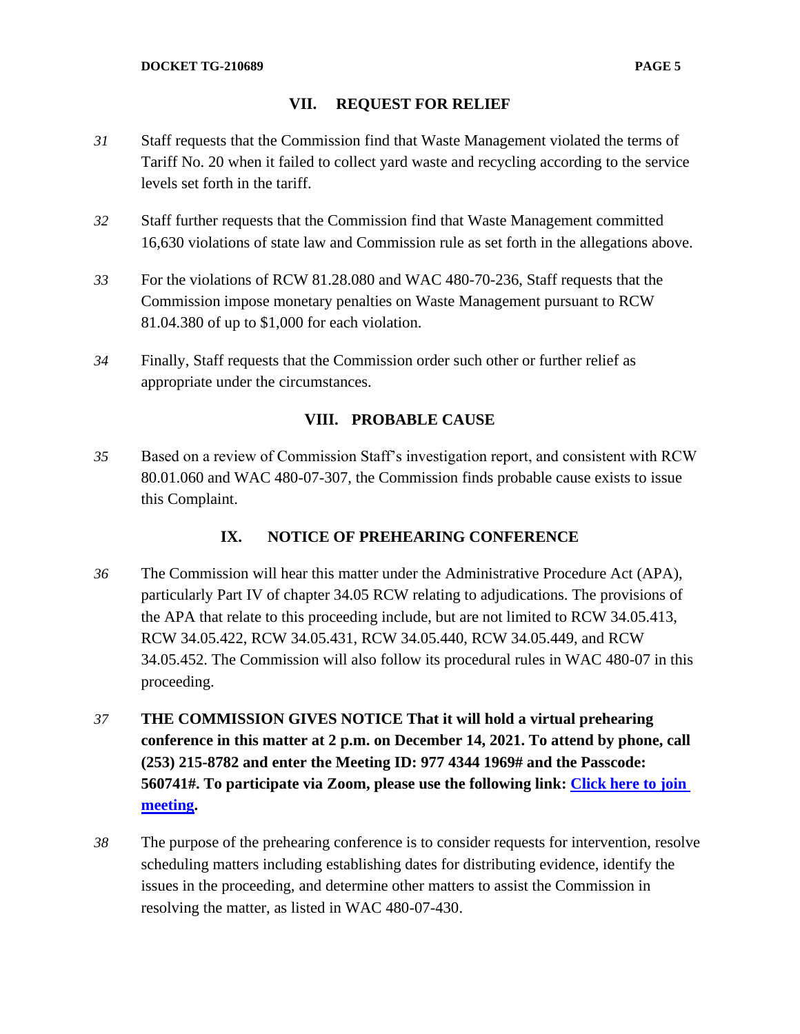## VII. REQUEST FOR RELIEF

31 Staff requests that the Commission find that Waste Management violated the terms of Tariff No. 20 when it failed to collect yard waste and recycling according to the service levels set forth in the tariff.

32 Staff further requests that the Commission find that Waste Management committed 16,630 violations of state law and Commission rule as set forth in the allegations above.

33 For the violations of RCW 81.28.080 and WAC 480-70-236, Staff requests that the Commission impose monetary penalties on Waste Management pursuant to RCW 81.04.380 of up to $1,000 for each violation.

34 Finally, Staff requests that the Commission order such other or further relief as appropriate under the circumstances.

## VIII. PROBABLE CAUSE

35 Based on a review of Commission Staff's investigation report, and consistent with RCW 80.01.060 and WAC 480-07-307, the Commission finds probable cause exists to issue this Complaint.

## IX. NOTICE OF PREHEARING CONFERENCE

36 The Commission will hear this matter under the Administrative Procedure Act (APA), particularly Part IV of chapter 34.05 RCW relating to adjudications. The provisions of the APA that relate to this proceeding include, but are not limited to RCW 34.05.413, RCW 34.05.422, RCW 34.05.431, RCW 34.05.440, RCW 34.05.449, and RCW 34.05.452. The Commission will also follow its procedural rules in WAC 480-07 in this proceeding.

37 **THE COMMISSION GIVES NOTICE That it will hold a virtual prehearing conference in this matter at 2 p.m. on December 14, 2021. To attend by phone, call (253) 215-8782 and enter the Meeting ID: 977 4344 1969# and the Passcode: 560741#. To participate via Zoom, please use the following link: Click here to join meeting.**

38 The purpose of the prehearing conference is to consider requests for intervention, resolve scheduling matters including establishing dates for distributing evidence, identify the issues in the proceeding, and determine other matters to assist the Commission in resolving the matter, as listed in WAC 480-07-430.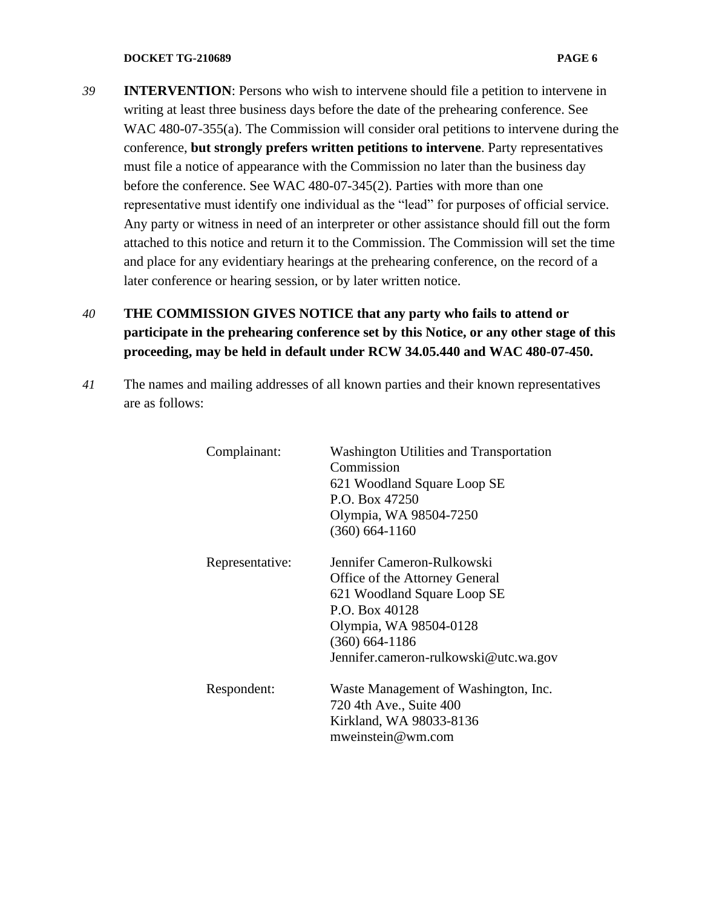*39* **INTERVENTION**: Persons who wish to intervene should file a petition to intervene in writing at least three business days before the date of the prehearing conference. See WAC 480-07-355(a). The Commission will consider oral petitions to intervene during the conference, **but strongly prefers written petitions to intervene**. Party representatives must file a notice of appearance with the Commission no later than the business day before the conference. See WAC 480-07-345(2). Parties with more than one representative must identify one individual as the "lead" for purposes of official service. Any party or witness in need of an interpreter or other assistance should fill out the form attached to this notice and return it to the Commission. The Commission will set the time and place for any evidentiary hearings at the prehearing conference, on the record of a later conference or hearing session, or by later written notice.

*40* **THE COMMISSION GIVES NOTICE that any party who fails to attend or participate in the prehearing conference set by this Notice, or any other stage of this proceeding, may be held in default under RCW 34.05.440 and WAC 480-07-450.**

*41* The names and mailing addresses of all known parties and their known representatives are as follows:

| | |
|---|---|
| Complainant: | Washington Utilities and Transportation Commission<br>621 Woodland Square Loop SE<br>P.O. Box 47250<br>Olympia, WA 98504-7250<br>(360) 664-1160 |
| Representative: | Jennifer Cameron-Rulkowski<br>Office of the Attorney General<br>621 Woodland Square Loop SE<br>P.O. Box 40128<br>Olympia, WA 98504-0128<br>(360) 664-1186<br>Jennifer.cameron-rulkowski@utc.wa.gov |
| Respondent: | Waste Management of Washington, Inc.<br>720 4th Ave., Suite 400<br>Kirkland, WA 98033-8136<br>mweinstein@wm.com |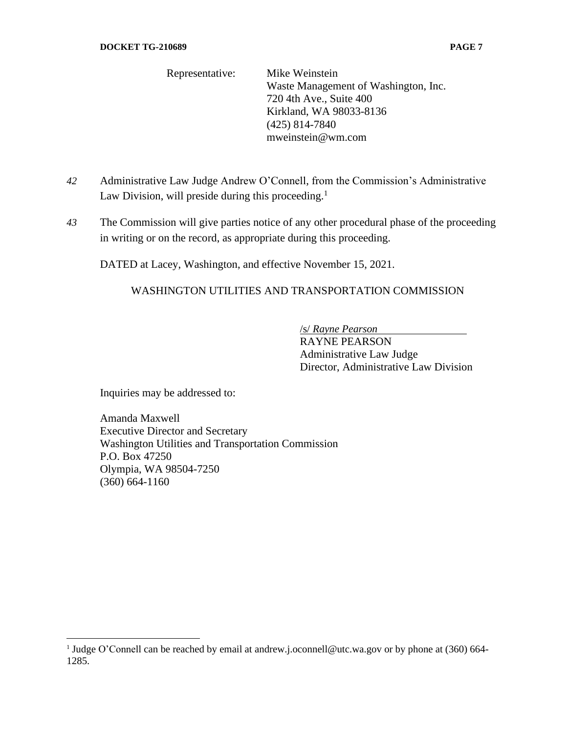Representative: Mike Weinstein
Waste Management of Washington, Inc.
720 4th Ave., Suite 400
Kirkland, WA 98033-8136
(425) 814-7840
mweinstein@wm.com

*42* Administrative Law Judge Andrew O'Connell, from the Commission's Administrative Law Division, will preside during this proceeding.[1]

*43* The Commission will give parties notice of any other procedural phase of the proceeding in writing or on the record, as appropriate during this proceeding.

DATED at Lacey, Washington, and effective November 15, 2021.

WASHINGTON UTILITIES AND TRANSPORTATION COMMISSION

/s/ *Rayne Pearson*
RAYNE PEARSON
Administrative Law Judge
Director, Administrative Law Division

Inquiries may be addressed to:

Amanda Maxwell
Executive Director and Secretary
Washington Utilities and Transportation Commission
P.O. Box 47250
Olympia, WA 98504-7250
(360) 664-1160

---

[1] Judge O'Connell can be reached by email at andrew.j.oconnell@utc.wa.gov or by phone at (360) 664-1285.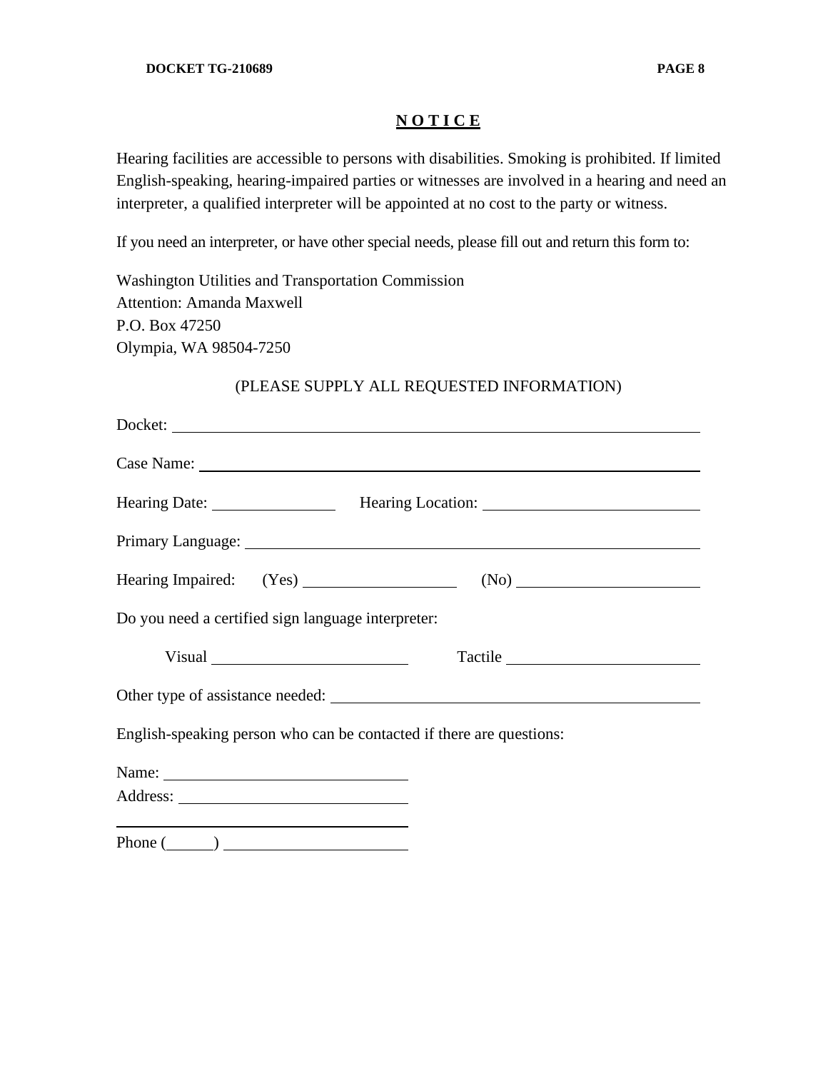## NOTICE

Hearing facilities are accessible to persons with disabilities. Smoking is prohibited. If limited English-speaking, hearing-impaired parties or witnesses are involved in a hearing and need an interpreter, a qualified interpreter will be appointed at no cost to the party or witness.

If you need an interpreter, or have other special needs, please fill out and return this form to:

Washington Utilities and Transportation Commission
Attention: Amanda Maxwell
P.O. Box 47250
Olympia, WA 98504-7250

(PLEASE SUPPLY ALL REQUESTED INFORMATION)

Docket: ______________________________

Case Name: ______________________________

Hearing Date: ______________ Hearing Location: ______________________

Primary Language: ______________________________

Hearing Impaired: (Yes) ______________ (No) ______________

Do you need a certified sign language interpreter:

Visual ______________ Tactile ______________

Other type of assistance needed: ______________________________

English-speaking person who can be contacted if there are questions:

Name: ______________________

Address: ______________________

______________________________

Phone (_____) ______________________